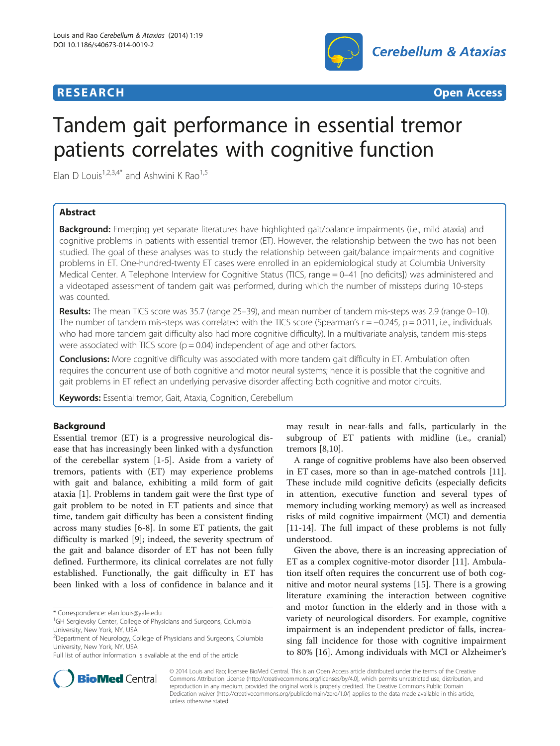RESEARCH Open Access

# Tandem gait performance in essential tremor patients correlates with cognitive function

Elan D Louis[1,2,3,4*] and Ashwini K Rao[1,5]

## Abstract

**Background:** Emerging yet separate literatures have highlighted gait/balance impairments (i.e., mild ataxia) and cognitive problems in patients with essential tremor (ET). However, the relationship between the two has not been studied. The goal of these analyses was to study the relationship between gait/balance impairments and cognitive problems in ET. One-hundred-twenty ET cases were enrolled in an epidemiological study at Columbia University Medical Center. A Telephone Interview for Cognitive Status (TICS, range = 0–41 [no deficits]) was administered and a videotaped assessment of tandem gait was performed, during which the number of missteps during 10-steps was counted.

**Results:** The mean TICS score was 35.7 (range 25–39), and mean number of tandem mis-steps was 2.9 (range 0–10). The number of tandem mis-steps was correlated with the TICS score (Spearman's r = −0.245, p = 0.011, i.e., individuals who had more tandem gait difficulty also had more cognitive difficulty). In a multivariate analysis, tandem mis-steps were associated with TICS score (p = 0.04) independent of age and other factors.

**Conclusions:** More cognitive difficulty was associated with more tandem gait difficulty in ET. Ambulation often requires the concurrent use of both cognitive and motor neural systems; hence it is possible that the cognitive and gait problems in ET reflect an underlying pervasive disorder affecting both cognitive and motor circuits.

**Keywords:** Essential tremor, Gait, Ataxia, Cognition, Cerebellum

## Background

Essential tremor (ET) is a progressive neurological disease that has increasingly been linked with a dysfunction of the cerebellar system [1-5]. Aside from a variety of tremors, patients with (ET) may experience problems with gait and balance, exhibiting a mild form of gait ataxia [1]. Problems in tandem gait were the first type of gait problem to be noted in ET patients and since that time, tandem gait difficulty has been a consistent finding across many studies [6-8]. In some ET patients, the gait difficulty is marked [9]; indeed, the severity spectrum of the gait and balance disorder of ET has not been fully defined. Furthermore, its clinical correlates are not fully established. Functionally, the gait difficulty in ET has been linked with a loss of confidence in balance and it may result in near-falls and falls, particularly in the subgroup of ET patients with midline (i.e., cranial) tremors [8,10].

A range of cognitive problems have also been observed in ET cases, more so than in age-matched controls [11]. These include mild cognitive deficits (especially deficits in attention, executive function and several types of memory including working memory) as well as increased risks of mild cognitive impairment (MCI) and dementia [11-14]. The full impact of these problems is not fully understood.

Given the above, there is an increasing appreciation of ET as a complex cognitive-motor disorder [11]. Ambulation itself often requires the concurrent use of both cognitive and motor neural systems [15]. There is a growing literature examining the interaction between cognitive and motor function in the elderly and in those with a variety of neurological disorders. For example, cognitive impairment is an independent predictor of falls, increasing fall incidence for those with cognitive impairment to 80% [16]. Among individuals with MCI or Alzheimer's

\* Correspondence: elan.louis@yale.edu
[1]GH Sergievsky Center, College of Physicians and Surgeons, Columbia University, New York, NY, USA
[2]Department of Neurology, College of Physicians and Surgeons, Columbia University, New York, NY, USA
Full list of author information is available at the end of the article

© 2014 Louis and Rao; licensee BioMed Central. This is an Open Access article distributed under the terms of the Creative Commons Attribution License (http://creativecommons.org/licenses/by/4.0), which permits unrestricted use, distribution, and reproduction in any medium, provided the original work is properly credited. The Creative Commons Public Domain Dedication waiver (http://creativecommons.org/publicdomain/zero/1.0/) applies to the data made available in this article, unless otherwise stated.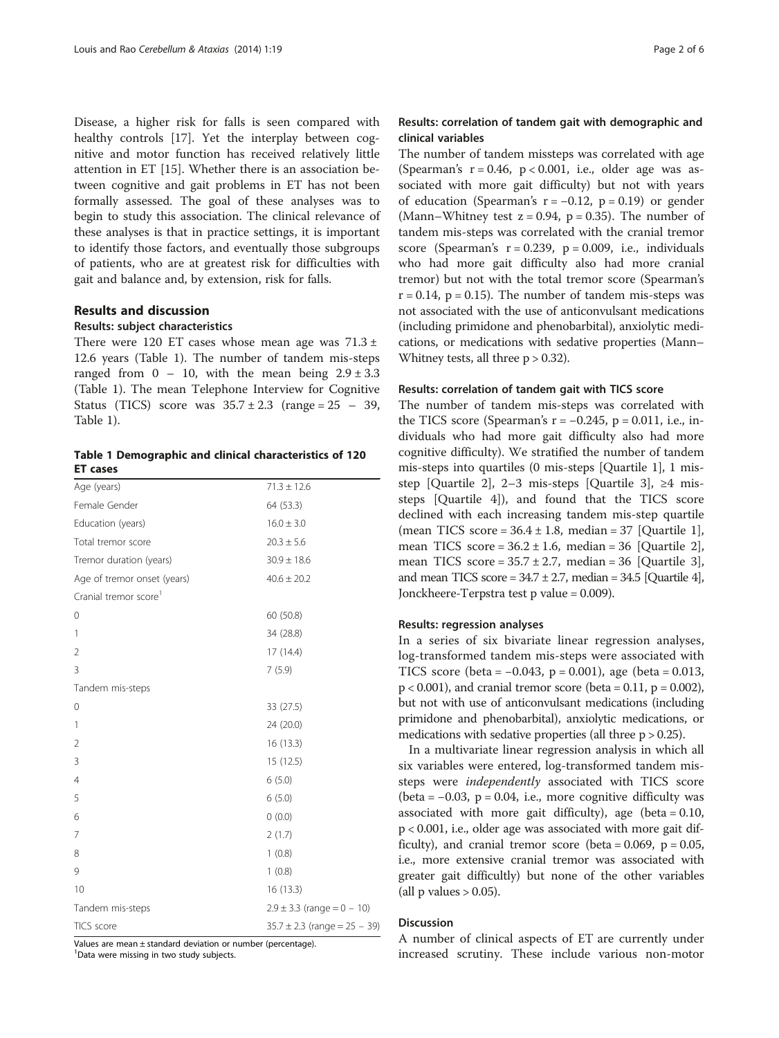Disease, a higher risk for falls is seen compared with healthy controls [17]. Yet the interplay between cognitive and motor function has received relatively little attention in ET [15]. Whether there is an association between cognitive and gait problems in ET has not been formally assessed. The goal of these analyses was to begin to study this association. The clinical relevance of these analyses is that in practice settings, it is important to identify those factors, and eventually those subgroups of patients, who are at greatest risk for difficulties with gait and balance and, by extension, risk for falls.

## Results and discussion

### Results: subject characteristics

There were 120 ET cases whose mean age was 71.3 ± 12.6 years (Table 1). The number of tandem mis-steps ranged from 0 – 10, with the mean being 2.9 ± 3.3 (Table 1). The mean Telephone Interview for Cognitive Status (TICS) score was 35.7 ± 2.3 (range = 25 – 39, Table 1).

**Table 1 Demographic and clinical characteristics of 120 ET cases**

| | |
|---|---|
| Age (years) | 71.3 ± 12.6 |
| Female Gender | 64 (53.3) |
| Education (years) | 16.0 ± 3.0 |
| Total tremor score | 20.3 ± 5.6 |
| Tremor duration (years) | 30.9 ± 18.6 |
| Age of tremor onset (years) | 40.6 ± 20.2 |
| Cranial tremor score[1] | |
| 0 | 60 (50.8) |
| 1 | 34 (28.8) |
| 2 | 17 (14.4) |
| 3 | 7 (5.9) |
| Tandem mis-steps | |
| 0 | 33 (27.5) |
| 1 | 24 (20.0) |
| 2 | 16 (13.3) |
| 3 | 15 (12.5) |
| 4 | 6 (5.0) |
| 5 | 6 (5.0) |
| 6 | 0 (0.0) |
| 7 | 2 (1.7) |
| 8 | 1 (0.8) |
| 9 | 1 (0.8) |
| 10 | 16 (13.3) |
| Tandem mis-steps | 2.9 ± 3.3 (range = 0 – 10) |
| TICS score | 35.7 ± 2.3 (range = 25 – 39) |

Values are mean ± standard deviation or number (percentage).
[1]Data were missing in two study subjects.

### Results: correlation of tandem gait with demographic and clinical variables

The number of tandem missteps was correlated with age (Spearman's $r = 0.46$, $p < 0.001$, i.e., older age was associated with more gait difficulty) but not with years of education (Spearman's $r = -0.12$, $p = 0.19$) or gender (Mann–Whitney test $z = 0.94$, $p = 0.35$). The number of tandem mis-steps was correlated with the cranial tremor score (Spearman's $r = 0.239$, $p = 0.009$, i.e., individuals who had more gait difficulty also had more cranial tremor) but not with the total tremor score (Spearman's $r = 0.14$, $p = 0.15$). The number of tandem mis-steps was not associated with the use of anticonvulsant medications (including primidone and phenobarbital), anxiolytic medications, or medications with sedative properties (Mann–Whitney tests, all three $p > 0.32$).

### Results: correlation of tandem gait with TICS score

The number of tandem mis-steps was correlated with the TICS score (Spearman's $r = -0.245$, $p = 0.011$, i.e., individuals who had more gait difficulty also had more cognitive difficulty). We stratified the number of tandem mis-steps into quartiles (0 mis-steps [Quartile 1], 1 mis-step [Quartile 2], 2–3 mis-steps [Quartile 3], ≥4 mis-steps [Quartile 4]), and found that the TICS score declined with each increasing tandem mis-step quartile (mean TICS score = 36.4 ± 1.8, median = 37 [Quartile 1], mean TICS score = 36.2 ± 1.6, median = 36 [Quartile 2], mean TICS score = 35.7 ± 2.7, median = 36 [Quartile 3], and mean TICS score = 34.7 ± 2.7, median = 34.5 [Quartile 4], Jonckheere-Terpstra test p value = 0.009).

### Results: regression analyses

In a series of six bivariate linear regression analyses, log-transformed tandem mis-steps were associated with TICS score (beta = −0.043, $p = 0.001$), age (beta = 0.013, $p < 0.001$), and cranial tremor score (beta = 0.11, $p = 0.002$), but not with use of anticonvulsant medications (including primidone and phenobarbital), anxiolytic medications, or medications with sedative properties (all three $p > 0.25$).

In a multivariate linear regression analysis in which all six variables were entered, log-transformed tandem missteps were *independently* associated with TICS score (beta = −0.03, $p = 0.04$, i.e., more cognitive difficulty was associated with more gait difficulty), age (beta = 0.10, $p < 0.001$, i.e., older age was associated with more gait difficulty), and cranial tremor score (beta = 0.069, $p = 0.05$, i.e., more extensive cranial tremor was associated with greater gait difficultly) but none of the other variables (all p values > 0.05).

### Discussion

A number of clinical aspects of ET are currently under increased scrutiny. These include various non-motor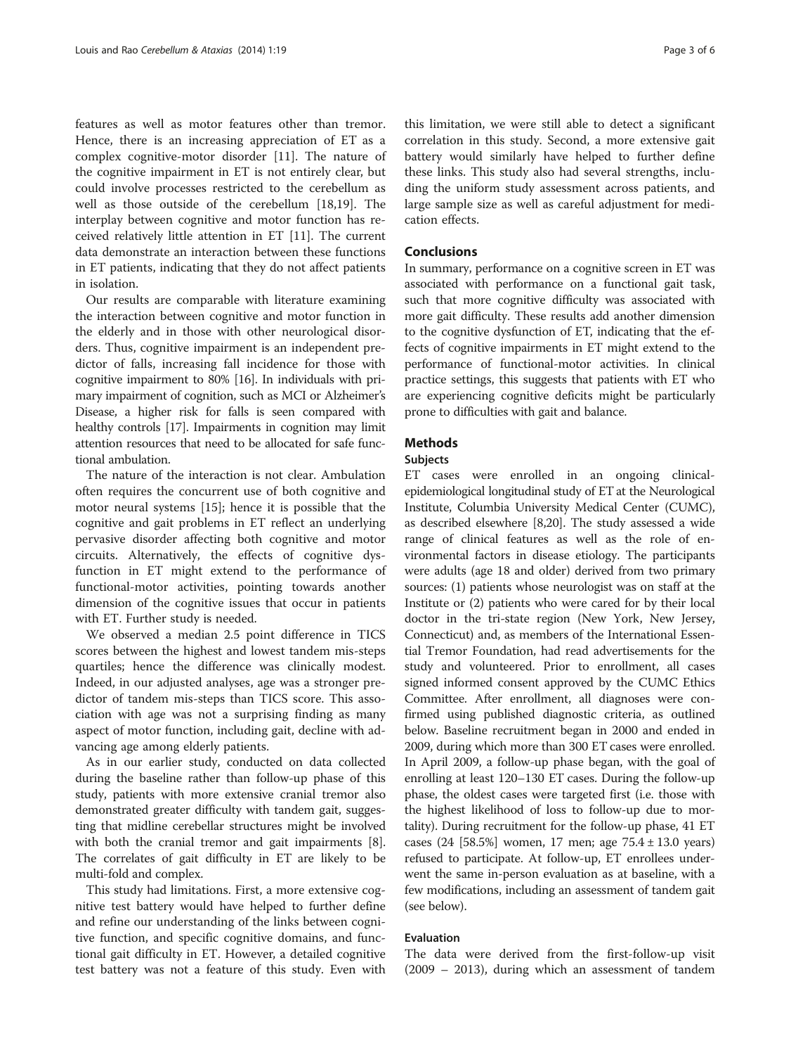features as well as motor features other than tremor. Hence, there is an increasing appreciation of ET as a complex cognitive-motor disorder [11]. The nature of the cognitive impairment in ET is not entirely clear, but could involve processes restricted to the cerebellum as well as those outside of the cerebellum [18,19]. The interplay between cognitive and motor function has received relatively little attention in ET [11]. The current data demonstrate an interaction between these functions in ET patients, indicating that they do not affect patients in isolation.

Our results are comparable with literature examining the interaction between cognitive and motor function in the elderly and in those with other neurological disorders. Thus, cognitive impairment is an independent predictor of falls, increasing fall incidence for those with cognitive impairment to 80% [16]. In individuals with primary impairment of cognition, such as MCI or Alzheimer's Disease, a higher risk for falls is seen compared with healthy controls [17]. Impairments in cognition may limit attention resources that need to be allocated for safe functional ambulation.

The nature of the interaction is not clear. Ambulation often requires the concurrent use of both cognitive and motor neural systems [15]; hence it is possible that the cognitive and gait problems in ET reflect an underlying pervasive disorder affecting both cognitive and motor circuits. Alternatively, the effects of cognitive dysfunction in ET might extend to the performance of functional-motor activities, pointing towards another dimension of the cognitive issues that occur in patients with ET. Further study is needed.

We observed a median 2.5 point difference in TICS scores between the highest and lowest tandem mis-steps quartiles; hence the difference was clinically modest. Indeed, in our adjusted analyses, age was a stronger predictor of tandem mis-steps than TICS score. This association with age was not a surprising finding as many aspect of motor function, including gait, decline with advancing age among elderly patients.

As in our earlier study, conducted on data collected during the baseline rather than follow-up phase of this study, patients with more extensive cranial tremor also demonstrated greater difficulty with tandem gait, suggesting that midline cerebellar structures might be involved with both the cranial tremor and gait impairments [8]. The correlates of gait difficulty in ET are likely to be multi-fold and complex.

This study had limitations. First, a more extensive cognitive test battery would have helped to further define and refine our understanding of the links between cognitive function, and specific cognitive domains, and functional gait difficulty in ET. However, a detailed cognitive test battery was not a feature of this study. Even with this limitation, we were still able to detect a significant correlation in this study. Second, a more extensive gait battery would similarly have helped to further define these links. This study also had several strengths, including the uniform study assessment across patients, and large sample size as well as careful adjustment for medication effects.

## Conclusions

In summary, performance on a cognitive screen in ET was associated with performance on a functional gait task, such that more cognitive difficulty was associated with more gait difficulty. These results add another dimension to the cognitive dysfunction of ET, indicating that the effects of cognitive impairments in ET might extend to the performance of functional-motor activities. In clinical practice settings, this suggests that patients with ET who are experiencing cognitive deficits might be particularly prone to difficulties with gait and balance.

## Methods

### Subjects

ET cases were enrolled in an ongoing clinical-epidemiological longitudinal study of ET at the Neurological Institute, Columbia University Medical Center (CUMC), as described elsewhere [8,20]. The study assessed a wide range of clinical features as well as the role of environmental factors in disease etiology. The participants were adults (age 18 and older) derived from two primary sources: (1) patients whose neurologist was on staff at the Institute or (2) patients who were cared for by their local doctor in the tri-state region (New York, New Jersey, Connecticut) and, as members of the International Essential Tremor Foundation, had read advertisements for the study and volunteered. Prior to enrollment, all cases signed informed consent approved by the CUMC Ethics Committee. After enrollment, all diagnoses were confirmed using published diagnostic criteria, as outlined below. Baseline recruitment began in 2000 and ended in 2009, during which more than 300 ET cases were enrolled. In April 2009, a follow-up phase began, with the goal of enrolling at least 120–130 ET cases. During the follow-up phase, the oldest cases were targeted first (i.e. those with the highest likelihood of loss to follow-up due to mortality). During recruitment for the follow-up phase, 41 ET cases (24 [58.5%] women, 17 men; age 75.4 ± 13.0 years) refused to participate. At follow-up, ET enrollees underwent the same in-person evaluation as at baseline, with a few modifications, including an assessment of tandem gait (see below).

### Evaluation

The data were derived from the first-follow-up visit (2009 – 2013), during which an assessment of tandem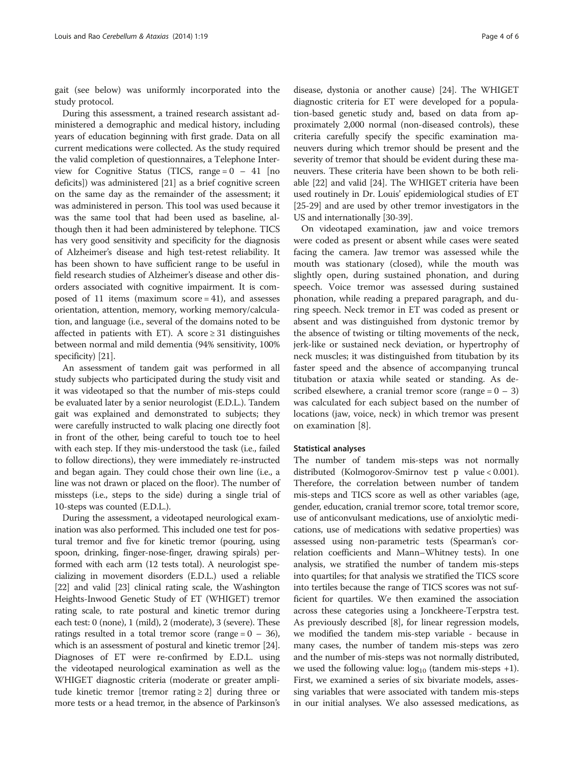gait (see below) was uniformly incorporated into the study protocol.

During this assessment, a trained research assistant administered a demographic and medical history, including years of education beginning with first grade. Data on all current medications were collected. As the study required the valid completion of questionnaires, a Telephone Interview for Cognitive Status (TICS, range = 0 – 41 [no deficits]) was administered [21] as a brief cognitive screen on the same day as the remainder of the assessment; it was administered in person. This tool was used because it was the same tool that had been used as baseline, although then it had been administered by telephone. TICS has very good sensitivity and specificity for the diagnosis of Alzheimer's disease and high test-retest reliability. It has been shown to have sufficient range to be useful in field research studies of Alzheimer's disease and other disorders associated with cognitive impairment. It is composed of 11 items (maximum score = 41), and assesses orientation, attention, memory, working memory/calculation, and language (i.e., several of the domains noted to be affected in patients with ET). A score ≥ 31 distinguishes between normal and mild dementia (94% sensitivity, 100% specificity) [21].

An assessment of tandem gait was performed in all study subjects who participated during the study visit and it was videotaped so that the number of mis-steps could be evaluated later by a senior neurologist (E.D.L.). Tandem gait was explained and demonstrated to subjects; they were carefully instructed to walk placing one directly foot in front of the other, being careful to touch toe to heel with each step. If they mis-understood the task (i.e., failed to follow directions), they were immediately re-instructed and began again. They could chose their own line (i.e., a line was not drawn or placed on the floor). The number of missteps (i.e., steps to the side) during a single trial of 10-steps was counted (E.D.L.).

During the assessment, a videotaped neurological examination was also performed. This included one test for postural tremor and five for kinetic tremor (pouring, using spoon, drinking, finger-nose-finger, drawing spirals) performed with each arm (12 tests total). A neurologist specializing in movement disorders (E.D.L.) used a reliable [22] and valid [23] clinical rating scale, the Washington Heights-Inwood Genetic Study of ET (WHIGET) tremor rating scale, to rate postural and kinetic tremor during each test: 0 (none), 1 (mild), 2 (moderate), 3 (severe). These ratings resulted in a total tremor score (range = 0 – 36), which is an assessment of postural and kinetic tremor [24]. Diagnoses of ET were re-confirmed by E.D.L. using the videotaped neurological examination as well as the WHIGET diagnostic criteria (moderate or greater amplitude kinetic tremor [tremor rating ≥ 2] during three or more tests or a head tremor, in the absence of Parkinson's disease, dystonia or another cause) [24]. The WHIGET diagnostic criteria for ET were developed for a population-based genetic study and, based on data from approximately 2,000 normal (non-diseased controls), these criteria carefully specify the specific examination maneuvers during which tremor should be present and the severity of tremor that should be evident during these maneuvers. These criteria have been shown to be both reliable [22] and valid [24]. The WHIGET criteria have been used routinely in Dr. Louis' epidemiological studies of ET [25-29] and are used by other tremor investigators in the US and internationally [30-39].

On videotaped examination, jaw and voice tremors were coded as present or absent while cases were seated facing the camera. Jaw tremor was assessed while the mouth was stationary (closed), while the mouth was slightly open, during sustained phonation, and during speech. Voice tremor was assessed during sustained phonation, while reading a prepared paragraph, and during speech. Neck tremor in ET was coded as present or absent and was distinguished from dystonic tremor by the absence of twisting or tilting movements of the neck, jerk-like or sustained neck deviation, or hypertrophy of neck muscles; it was distinguished from titubation by its faster speed and the absence of accompanying truncal titubation or ataxia while seated or standing. As described elsewhere, a cranial tremor score (range = 0 – 3) was calculated for each subject based on the number of locations (jaw, voice, neck) in which tremor was present on examination [8].

### Statistical analyses

The number of tandem mis-steps was not normally distributed (Kolmogorov-Smirnov test p value < 0.001). Therefore, the correlation between number of tandem mis-steps and TICS score as well as other variables (age, gender, education, cranial tremor score, total tremor score, use of anticonvulsant medications, use of anxiolytic medications, use of medications with sedative properties) was assessed using non-parametric tests (Spearman's correlation coefficients and Mann–Whitney tests). In one analysis, we stratified the number of tandem mis-steps into quartiles; for that analysis we stratified the TICS score into tertiles because the range of TICS scores was not sufficient for quartiles. We then examined the association across these categories using a Jonckheere-Terpstra test. As previously described [8], for linear regression models, we modified the tandem mis-step variable - because in many cases, the number of tandem mis-steps was zero and the number of mis-steps was not normally distributed, we used the following value: $\log_{10}$ (tandem mis-steps +1). First, we examined a series of six bivariate models, assessing variables that were associated with tandem mis-steps in our initial analyses. We also assessed medications, as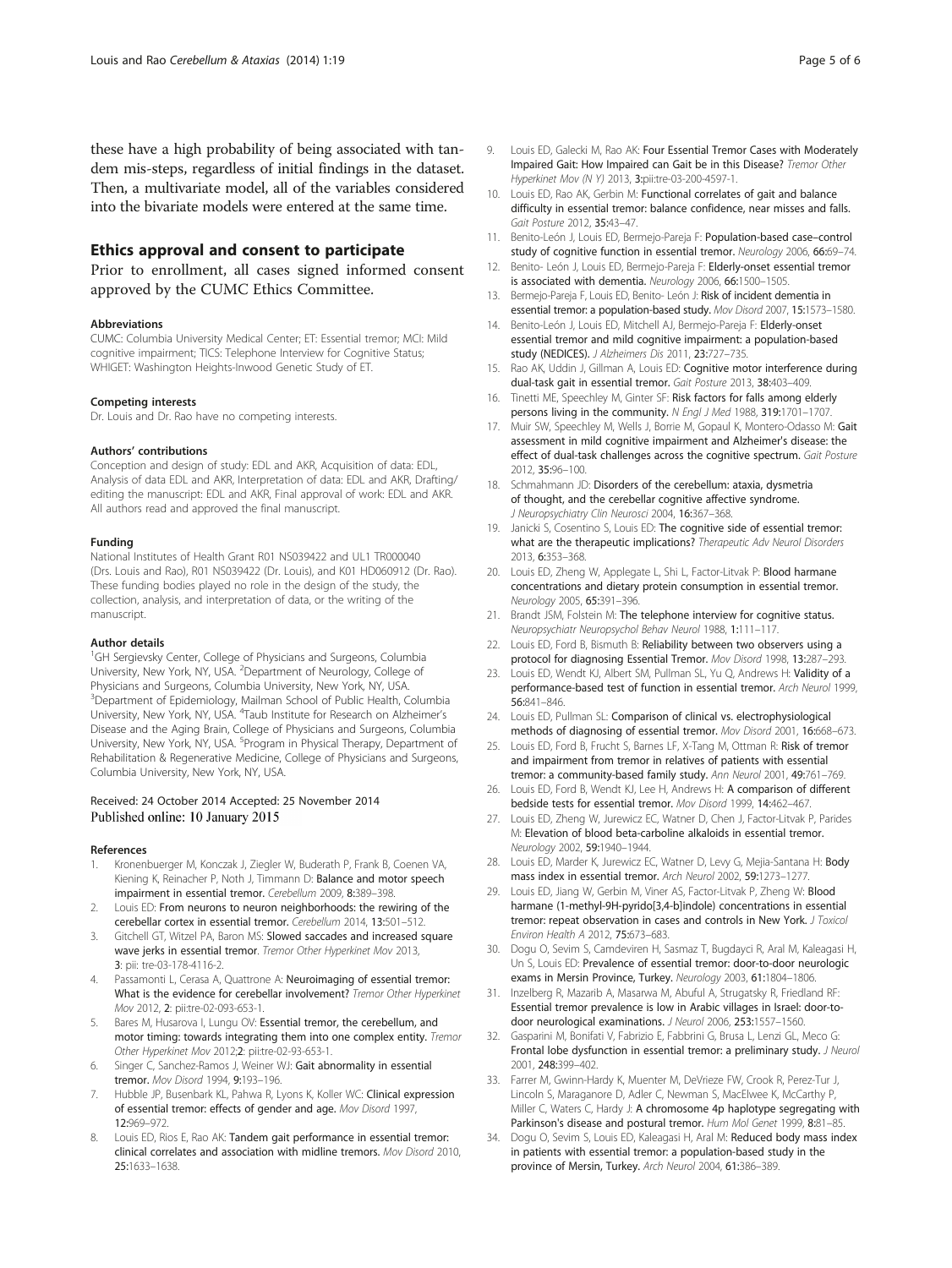these have a high probability of being associated with tandem mis-steps, regardless of initial findings in the dataset. Then, a multivariate model, all of the variables considered into the bivariate models were entered at the same time.

## Ethics approval and consent to participate

Prior to enrollment, all cases signed informed consent approved by the CUMC Ethics Committee.

#### Abbreviations

CUMC: Columbia University Medical Center; ET: Essential tremor; MCI: Mild cognitive impairment; TICS: Telephone Interview for Cognitive Status; WHIGET: Washington Heights-Inwood Genetic Study of ET.

#### Competing interests

Dr. Louis and Dr. Rao have no competing interests.

#### Authors' contributions

Conception and design of study: EDL and AKR, Acquisition of data: EDL, Analysis of data EDL and AKR, Interpretation of data: EDL and AKR, Drafting/editing the manuscript: EDL and AKR, Final approval of work: EDL and AKR. All authors read and approved the final manuscript.

#### Funding

National Institutes of Health Grant R01 NS039422 and UL1 TR000040 (Drs. Louis and Rao), R01 NS039422 (Dr. Louis), and K01 HD060912 (Dr. Rao). These funding bodies played no role in the design of the study, the collection, analysis, and interpretation of data, or the writing of the manuscript.

#### Author details

[1]GH Sergievsky Center, College of Physicians and Surgeons, Columbia University, New York, NY, USA. [2]Department of Neurology, College of Physicians and Surgeons, Columbia University, New York, NY, USA. [3]Department of Epidemiology, Mailman School of Public Health, Columbia University, New York, NY, USA. [4]Taub Institute for Research on Alzheimer's Disease and the Aging Brain, College of Physicians and Surgeons, Columbia University, New York, NY, USA. [5]Program in Physical Therapy, Department of Rehabilitation & Regenerative Medicine, College of Physicians and Surgeons, Columbia University, New York, NY, USA.

Received: 24 October 2014 Accepted: 25 November 2014
Published online: 10 January 2015

#### References

1. Kronenbuerger M, Konczak J, Ziegler W, Buderath P, Frank B, Coenen VA, Kiening K, Reinacher P, Noth J, Timmann D: **Balance and motor speech impairment in essential tremor.** *Cerebellum* 2009, **8:**389–398.
2. Louis ED: **From neurons to neuron neighborhoods: the rewiring of the cerebellar cortex in essential tremor.** *Cerebellum* 2014, **13:**501–512.
3. Gitchell GT, Witzel PA, Baron MS: **Slowed saccades and increased square wave jerks in essential tremor.** *Tremor Other Hyperkinet Mov* 2013, **3**: pii: tre-03-178-4116-2.
4. Passamonti L, Cerasa A, Quattrone A: **Neuroimaging of essential tremor: What is the evidence for cerebellar involvement?** *Tremor Other Hyperkinet Mov* 2012, **2**: pii:tre-02-093-653-1.
5. Bares M, Husarova I, Lungu OV: **Essential tremor, the cerebellum, and motor timing: towards integrating them into one complex entity.** *Tremor Other Hyperkinet Mov* 2012;**2**: pii:tre-02-93-653-1.
6. Singer C, Sanchez-Ramos J, Weiner WJ: **Gait abnormality in essential tremor.** *Mov Disord* 1994, **9:**193–196.
7. Hubble JP, Busenbark KL, Pahwa R, Lyons K, Koller WC: **Clinical expression of essential tremor: effects of gender and age.** *Mov Disord* 1997, **12:**969–972.
8. Louis ED, Rios E, Rao AK: **Tandem gait performance in essential tremor: clinical correlates and association with midline tremors.** *Mov Disord* 2010, **25:**1633–1638.
9. Louis ED, Galecki M, Rao AK: **Four Essential Tremor Cases with Moderately Impaired Gait: How Impaired can Gait be in this Disease?** *Tremor Other Hyperkinet Mov (N Y)* 2013, **3:**pii:tre-03-200-4597-1.
10. Louis ED, Rao AK, Gerbin M: **Functional correlates of gait and balance difficulty in essential tremor: balance confidence, near misses and falls.** *Gait Posture* 2012, **35:**43–47.
11. Benito-León J, Louis ED, Bermejo-Pareja F: **Population-based case–control study of cognitive function in essential tremor.** *Neurology* 2006, **66:**69–74.
12. Benito- León J, Louis ED, Bermejo-Pareja F: **Elderly-onset essential tremor is associated with dementia.** *Neurology* 2006, **66:**1500–1505.
13. Bermejo-Pareja F, Louis ED, Benito- León J: **Risk of incident dementia in essential tremor: a population-based study.** *Mov Disord* 2007, **15:**1573–1580.
14. Benito-León J, Louis ED, Mitchell AJ, Bermejo-Pareja F: **Elderly-onset essential tremor and mild cognitive impairment: a population-based study (NEDICES).** *J Alzheimers Dis* 2011, **23:**727–735.
15. Rao AK, Uddin J, Gillman A, Louis ED: **Cognitive motor interference during dual-task gait in essential tremor.** *Gait Posture* 2013, **38:**403–409.
16. Tinetti ME, Speechley M, Ginter SF: **Risk factors for falls among elderly persons living in the community.** *N Engl J Med* 1988, **319:**1701–1707.
17. Muir SW, Speechley M, Wells J, Borrie M, Gopaul K, Montero-Odasso M: **Gait assessment in mild cognitive impairment and Alzheimer's disease: the effect of dual-task challenges across the cognitive spectrum.** *Gait Posture* 2012, **35:**96–100.
18. Schmahmann JD: **Disorders of the cerebellum: ataxia, dysmetria of thought, and the cerebellar cognitive affective syndrome.** *J Neuropsychiatry Clin Neurosci* 2004, **16:**367–368.
19. Janicki S, Cosentino S, Louis ED: **The cognitive side of essential tremor: what are the therapeutic implications?** *Therapeutic Adv Neurol Disorders* 2013, **6:**353–368.
20. Louis ED, Zheng W, Applegate L, Shi L, Factor-Litvak P: **Blood harmane concentrations and dietary protein consumption in essential tremor.** *Neurology* 2005, **65:**391–396.
21. Brandt JSM, Folstein M: **The telephone interview for cognitive status.** *Neuropsychiatr Neuropsychol Behav Neurol* 1988, **1:**111–117.
22. Louis ED, Ford B, Bismuth B: **Reliability between two observers using a protocol for diagnosing Essential Tremor.** *Mov Disord* 1998, **13:**287–293.
23. Louis ED, Wendt KJ, Albert SM, Pullman SL, Yu Q, Andrews H: **Validity of a performance-based test of function in essential tremor.** *Arch Neurol* 1999, **56:**841–846.
24. Louis ED, Pullman SL: **Comparison of clinical vs. electrophysiological methods of diagnosing of essential tremor.** *Mov Disord* 2001, **16:**668–673.
25. Louis ED, Ford B, Frucht S, Barnes LF, X-Tang M, Ottman R: **Risk of tremor and impairment from tremor in relatives of patients with essential tremor: a community-based family study.** *Ann Neurol* 2001, **49:**761–769.
26. Louis ED, Ford B, Wendt KJ, Lee H, Andrews H: **A comparison of different bedside tests for essential tremor.** *Mov Disord* 1999, **14:**462–467.
27. Louis ED, Zheng W, Jurewicz EC, Watner D, Chen J, Factor-Litvak P, Parides M: **Elevation of blood beta-carboline alkaloids in essential tremor.** *Neurology* 2002, **59:**1940–1944.
28. Louis ED, Marder K, Jurewicz EC, Watner D, Levy G, Mejia-Santana H: **Body mass index in essential tremor.** *Arch Neurol* 2002, **59:**1273–1277.
29. Louis ED, Jiang W, Gerbin M, Viner AS, Factor-Litvak P, Zheng W: **Blood harmane (1-methyl-9H-pyrido[3,4-b]indole) concentrations in essential tremor: repeat observation in cases and controls in New York.** *J Toxicol Environ Health A* 2012, **75:**673–683.
30. Dogu O, Sevim S, Camdeviren H, Sasmaz T, Bugdayci R, Aral M, Kaleagasi H, Un S, Louis ED: **Prevalence of essential tremor: door-to-door neurologic exams in Mersin Province, Turkey.** *Neurology* 2003, **61:**1804–1806.
31. Inzelberg R, Mazarib A, Masarwa M, Abuful A, Strugatsky R, Friedland RF: **Essential tremor prevalence is low in Arabic villages in Israel: door-to-door neurological examinations.** *J Neurol* 2006, **253:**1557–1560.
32. Gasparini M, Bonifati V, Fabrizio E, Fabbrini G, Brusa L, Lenzi GL, Meco G: **Frontal lobe dysfunction in essential tremor: a preliminary study.** *J Neurol* 2001, **248:**399–402.
33. Farrer M, Gwinn-Hardy K, Muenter M, DeVrieze FW, Crook R, Perez-Tur J, Lincoln S, Maraganore D, Adler C, Newman S, MacElwee K, McCarthy P, Miller C, Waters C, Hardy J: **A chromosome 4p haplotype segregating with Parkinson's disease and postural tremor.** *Hum Mol Genet* 1999, **8:**81–85.
34. Dogu O, Sevim S, Louis ED, Kaleagasi H, Aral M: **Reduced body mass index in patients with essential tremor: a population-based study in the province of Mersin, Turkey.** *Arch Neurol* 2004, **61:**386–389.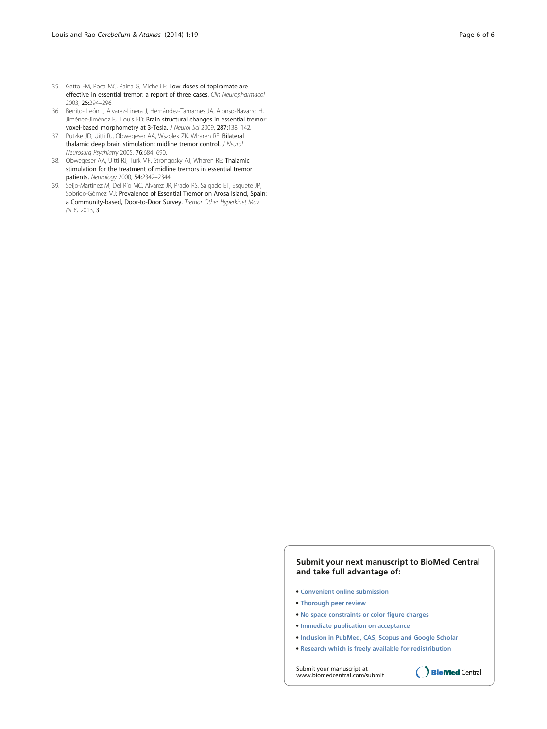35. Gatto EM, Roca MC, Raina G, Micheli F: **Low doses of topiramate are effective in essential tremor: a report of three cases.** *Clin Neuropharmacol* 2003, **26:**294–296.
36. Benito- León J, Alvarez-Linera J, Hernández-Tamames JA, Alonso-Navarro H, Jiménez-Jiménez FJ, Louis ED: **Brain structural changes in essential tremor: voxel-based morphometry at 3-Tesla.** *J Neurol Sci* 2009, **287:**138–142.
37. Putzke JD, Uitti RJ, Obwegeser AA, Wszolek ZK, Wharen RE: **Bilateral thalamic deep brain stimulation: midline tremor control.** *J Neurol Neurosurg Psychiatry* 2005, **76:**684–690.
38. Obwegeser AA, Uitti RJ, Turk MF, Strongosky AJ, Wharen RE: **Thalamic stimulation for the treatment of midline tremors in essential tremor patients.** *Neurology* 2000, **54:**2342–2344.
39. Seijo-Martínez M, Del Río MC, Alvarez JR, Prado RS, Salgado ET, Esquete JP, Sobrido-Gómez MJ: **Prevalence of Essential Tremor on Arosa Island, Spain: a Community-based, Door-to-Door Survey.** *Tremor Other Hyperkinet Mov (N Y)* 2013, **3**.

**Submit your next manuscript to BioMed Central and take full advantage of:**

- **Convenient online submission**
- **Thorough peer review**
- **No space constraints or color figure charges**
- **Immediate publication on acceptance**
- **Inclusion in PubMed, CAS, Scopus and Google Scholar**
- **Research which is freely available for redistribution**

Submit your manuscript at www.biomedcentral.com/submit

BioMed Central